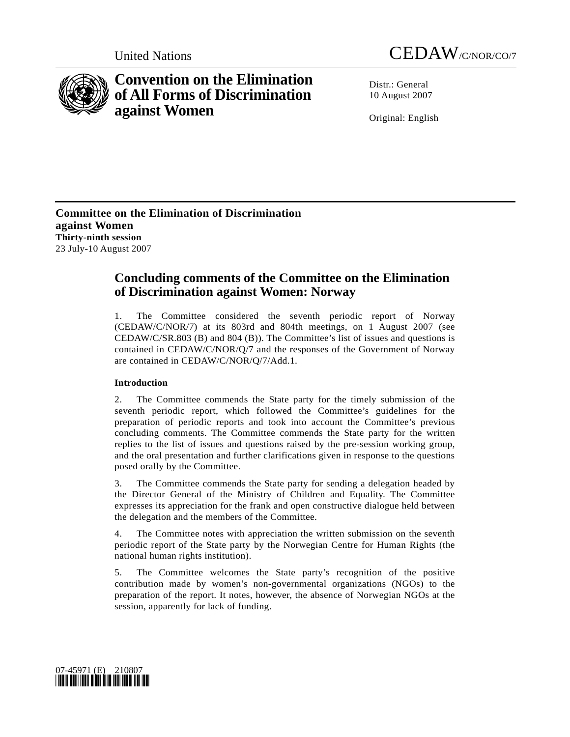United Nations CEDAW/C/NOR/CO/7

# Convention on the Elimination of All Forms of Discrimination against Women

Distr.: General
10 August 2007

Original: English

**Committee on the Elimination of Discrimination against Women**
**Thirty-ninth session**
23 July-10 August 2007

## Concluding comments of the Committee on the Elimination of Discrimination against Women: Norway

1. The Committee considered the seventh periodic report of Norway (CEDAW/C/NOR/7) at its 803rd and 804th meetings, on 1 August 2007 (see CEDAW/C/SR.803 (B) and 804 (B)). The Committee's list of issues and questions is contained in CEDAW/C/NOR/Q/7 and the responses of the Government of Norway are contained in CEDAW/C/NOR/Q/7/Add.1.

### Introduction

2. The Committee commends the State party for the timely submission of the seventh periodic report, which followed the Committee's guidelines for the preparation of periodic reports and took into account the Committee's previous concluding comments. The Committee commends the State party for the written replies to the list of issues and questions raised by the pre-session working group, and the oral presentation and further clarifications given in response to the questions posed orally by the Committee.

3. The Committee commends the State party for sending a delegation headed by the Director General of the Ministry of Children and Equality. The Committee expresses its appreciation for the frank and open constructive dialogue held between the delegation and the members of the Committee.

4. The Committee notes with appreciation the written submission on the seventh periodic report of the State party by the Norwegian Centre for Human Rights (the national human rights institution).

5. The Committee welcomes the State party's recognition of the positive contribution made by women's non-governmental organizations (NGOs) to the preparation of the report. It notes, however, the absence of Norwegian NGOs at the session, apparently for lack of funding.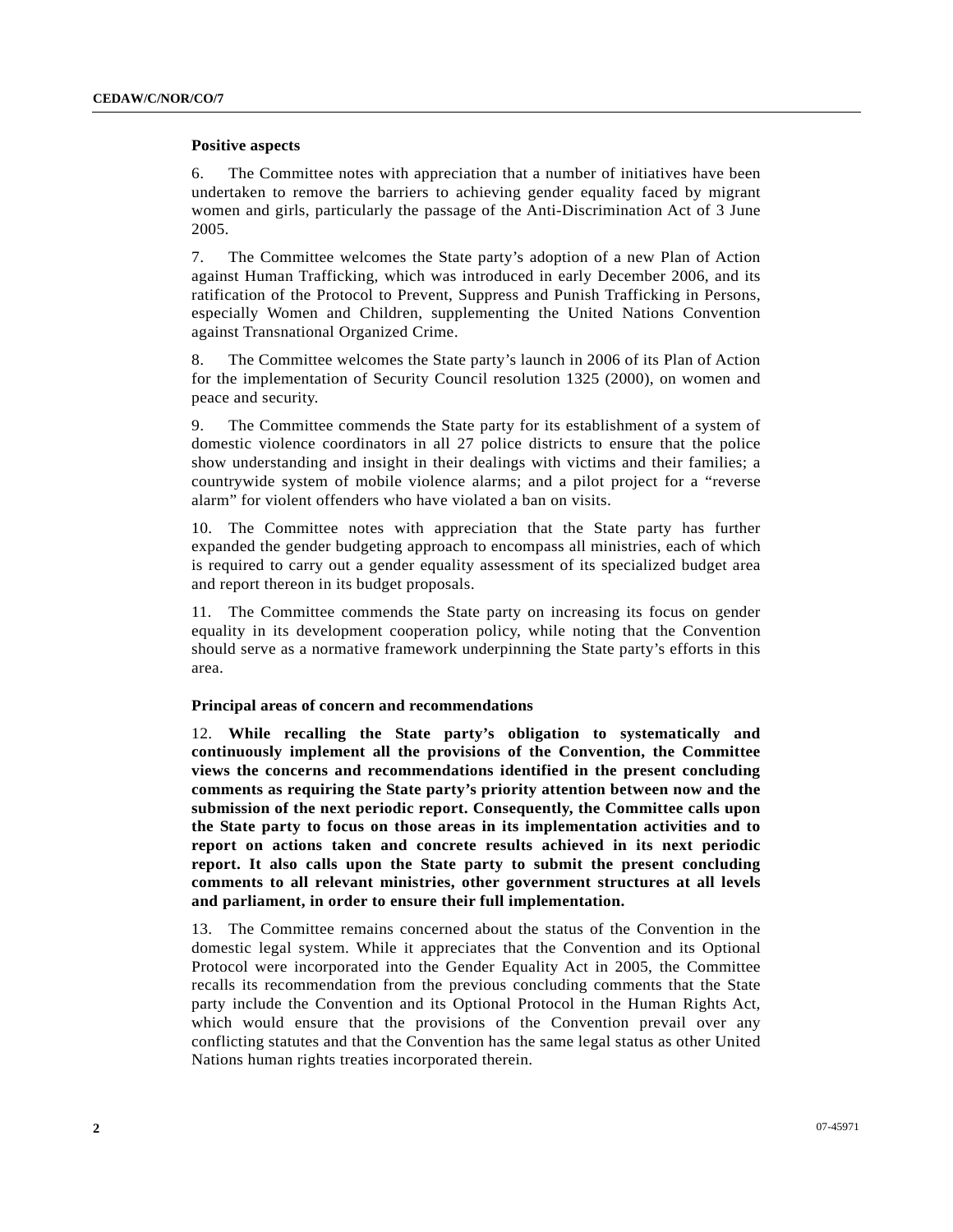### Positive aspects

6. The Committee notes with appreciation that a number of initiatives have been undertaken to remove the barriers to achieving gender equality faced by migrant women and girls, particularly the passage of the Anti-Discrimination Act of 3 June 2005.

7. The Committee welcomes the State party's adoption of a new Plan of Action against Human Trafficking, which was introduced in early December 2006, and its ratification of the Protocol to Prevent, Suppress and Punish Trafficking in Persons, especially Women and Children, supplementing the United Nations Convention against Transnational Organized Crime.

8. The Committee welcomes the State party's launch in 2006 of its Plan of Action for the implementation of Security Council resolution 1325 (2000), on women and peace and security.

9. The Committee commends the State party for its establishment of a system of domestic violence coordinators in all 27 police districts to ensure that the police show understanding and insight in their dealings with victims and their families; a countrywide system of mobile violence alarms; and a pilot project for a "reverse alarm" for violent offenders who have violated a ban on visits.

10. The Committee notes with appreciation that the State party has further expanded the gender budgeting approach to encompass all ministries, each of which is required to carry out a gender equality assessment of its specialized budget area and report thereon in its budget proposals.

11. The Committee commends the State party on increasing its focus on gender equality in its development cooperation policy, while noting that the Convention should serve as a normative framework underpinning the State party's efforts in this area.

### Principal areas of concern and recommendations

12. **While recalling the State party's obligation to systematically and continuously implement all the provisions of the Convention, the Committee views the concerns and recommendations identified in the present concluding comments as requiring the State party's priority attention between now and the submission of the next periodic report. Consequently, the Committee calls upon the State party to focus on those areas in its implementation activities and to report on actions taken and concrete results achieved in its next periodic report. It also calls upon the State party to submit the present concluding comments to all relevant ministries, other government structures at all levels and parliament, in order to ensure their full implementation.**

13. The Committee remains concerned about the status of the Convention in the domestic legal system. While it appreciates that the Convention and its Optional Protocol were incorporated into the Gender Equality Act in 2005, the Committee recalls its recommendation from the previous concluding comments that the State party include the Convention and its Optional Protocol in the Human Rights Act, which would ensure that the provisions of the Convention prevail over any conflicting statutes and that the Convention has the same legal status as other United Nations human rights treaties incorporated therein.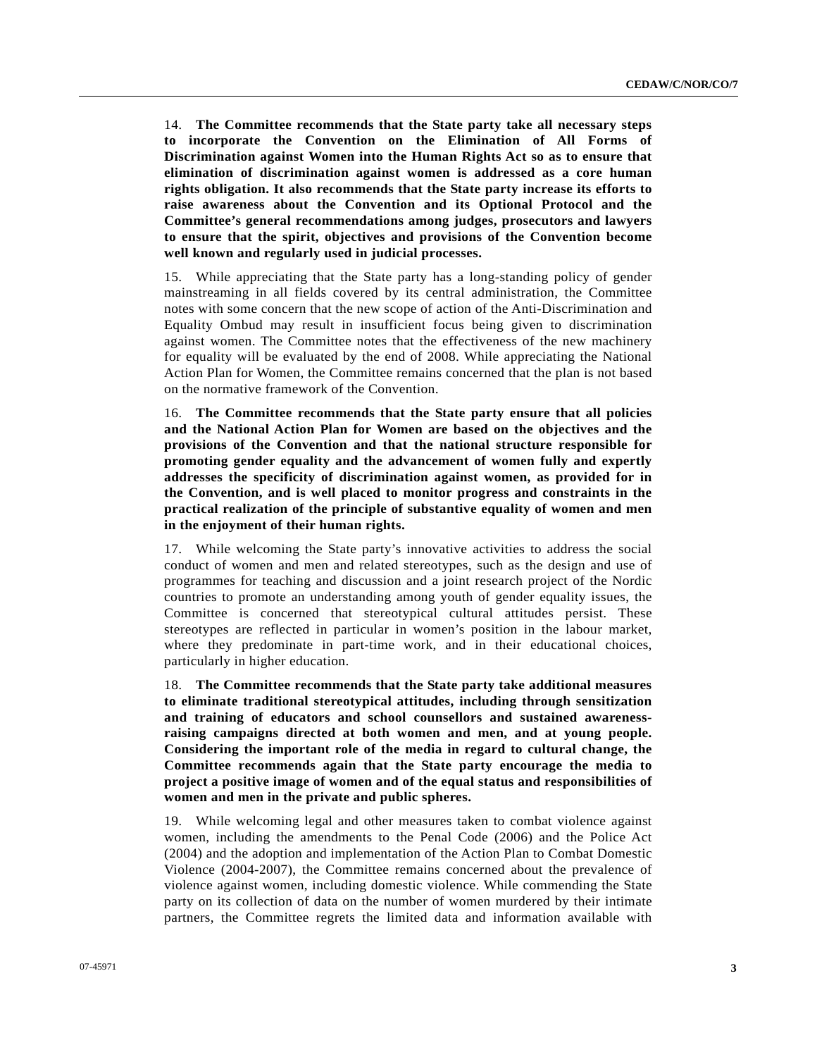14. **The Committee recommends that the State party take all necessary steps to incorporate the Convention on the Elimination of All Forms of Discrimination against Women into the Human Rights Act so as to ensure that elimination of discrimination against women is addressed as a core human rights obligation. It also recommends that the State party increase its efforts to raise awareness about the Convention and its Optional Protocol and the Committee's general recommendations among judges, prosecutors and lawyers to ensure that the spirit, objectives and provisions of the Convention become well known and regularly used in judicial processes.**

15. While appreciating that the State party has a long-standing policy of gender mainstreaming in all fields covered by its central administration, the Committee notes with some concern that the new scope of action of the Anti-Discrimination and Equality Ombud may result in insufficient focus being given to discrimination against women. The Committee notes that the effectiveness of the new machinery for equality will be evaluated by the end of 2008. While appreciating the National Action Plan for Women, the Committee remains concerned that the plan is not based on the normative framework of the Convention.

16. **The Committee recommends that the State party ensure that all policies and the National Action Plan for Women are based on the objectives and the provisions of the Convention and that the national structure responsible for promoting gender equality and the advancement of women fully and expertly addresses the specificity of discrimination against women, as provided for in the Convention, and is well placed to monitor progress and constraints in the practical realization of the principle of substantive equality of women and men in the enjoyment of their human rights.**

17. While welcoming the State party's innovative activities to address the social conduct of women and men and related stereotypes, such as the design and use of programmes for teaching and discussion and a joint research project of the Nordic countries to promote an understanding among youth of gender equality issues, the Committee is concerned that stereotypical cultural attitudes persist. These stereotypes are reflected in particular in women's position in the labour market, where they predominate in part-time work, and in their educational choices, particularly in higher education.

18. **The Committee recommends that the State party take additional measures to eliminate traditional stereotypical attitudes, including through sensitization and training of educators and school counsellors and sustained awareness-raising campaigns directed at both women and men, and at young people. Considering the important role of the media in regard to cultural change, the Committee recommends again that the State party encourage the media to project a positive image of women and of the equal status and responsibilities of women and men in the private and public spheres.**

19. While welcoming legal and other measures taken to combat violence against women, including the amendments to the Penal Code (2006) and the Police Act (2004) and the adoption and implementation of the Action Plan to Combat Domestic Violence (2004-2007), the Committee remains concerned about the prevalence of violence against women, including domestic violence. While commending the State party on its collection of data on the number of women murdered by their intimate partners, the Committee regrets the limited data and information available with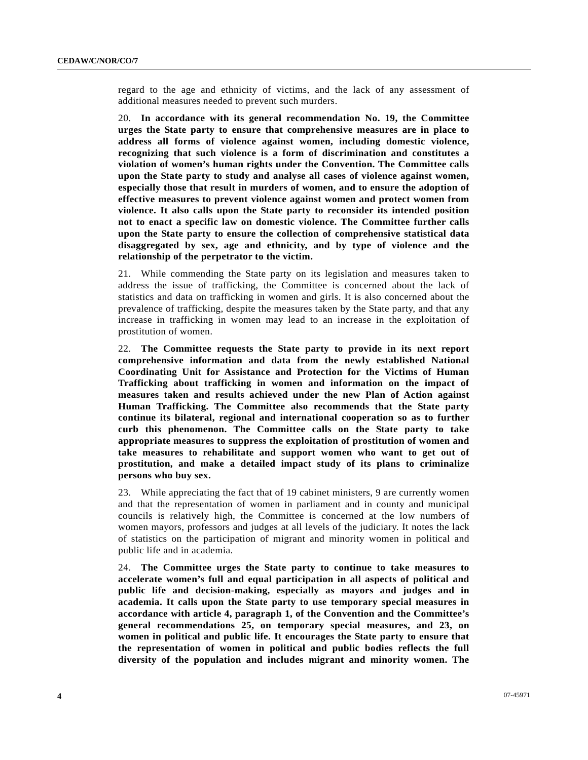regard to the age and ethnicity of victims, and the lack of any assessment of additional measures needed to prevent such murders.

20. **In accordance with its general recommendation No. 19, the Committee urges the State party to ensure that comprehensive measures are in place to address all forms of violence against women, including domestic violence, recognizing that such violence is a form of discrimination and constitutes a violation of women's human rights under the Convention. The Committee calls upon the State party to study and analyse all cases of violence against women, especially those that result in murders of women, and to ensure the adoption of effective measures to prevent violence against women and protect women from violence. It also calls upon the State party to reconsider its intended position not to enact a specific law on domestic violence. The Committee further calls upon the State party to ensure the collection of comprehensive statistical data disaggregated by sex, age and ethnicity, and by type of violence and the relationship of the perpetrator to the victim.**

21. While commending the State party on its legislation and measures taken to address the issue of trafficking, the Committee is concerned about the lack of statistics and data on trafficking in women and girls. It is also concerned about the prevalence of trafficking, despite the measures taken by the State party, and that any increase in trafficking in women may lead to an increase in the exploitation of prostitution of women.

22. **The Committee requests the State party to provide in its next report comprehensive information and data from the newly established National Coordinating Unit for Assistance and Protection for the Victims of Human Trafficking about trafficking in women and information on the impact of measures taken and results achieved under the new Plan of Action against Human Trafficking. The Committee also recommends that the State party continue its bilateral, regional and international cooperation so as to further curb this phenomenon. The Committee calls on the State party to take appropriate measures to suppress the exploitation of prostitution of women and take measures to rehabilitate and support women who want to get out of prostitution, and make a detailed impact study of its plans to criminalize persons who buy sex.**

23. While appreciating the fact that of 19 cabinet ministers, 9 are currently women and that the representation of women in parliament and in county and municipal councils is relatively high, the Committee is concerned at the low numbers of women mayors, professors and judges at all levels of the judiciary. It notes the lack of statistics on the participation of migrant and minority women in political and public life and in academia.

24. **The Committee urges the State party to continue to take measures to accelerate women's full and equal participation in all aspects of political and public life and decision-making, especially as mayors and judges and in academia. It calls upon the State party to use temporary special measures in accordance with article 4, paragraph 1, of the Convention and the Committee's general recommendations 25, on temporary special measures, and 23, on women in political and public life. It encourages the State party to ensure that the representation of women in political and public bodies reflects the full diversity of the population and includes migrant and minority women. The**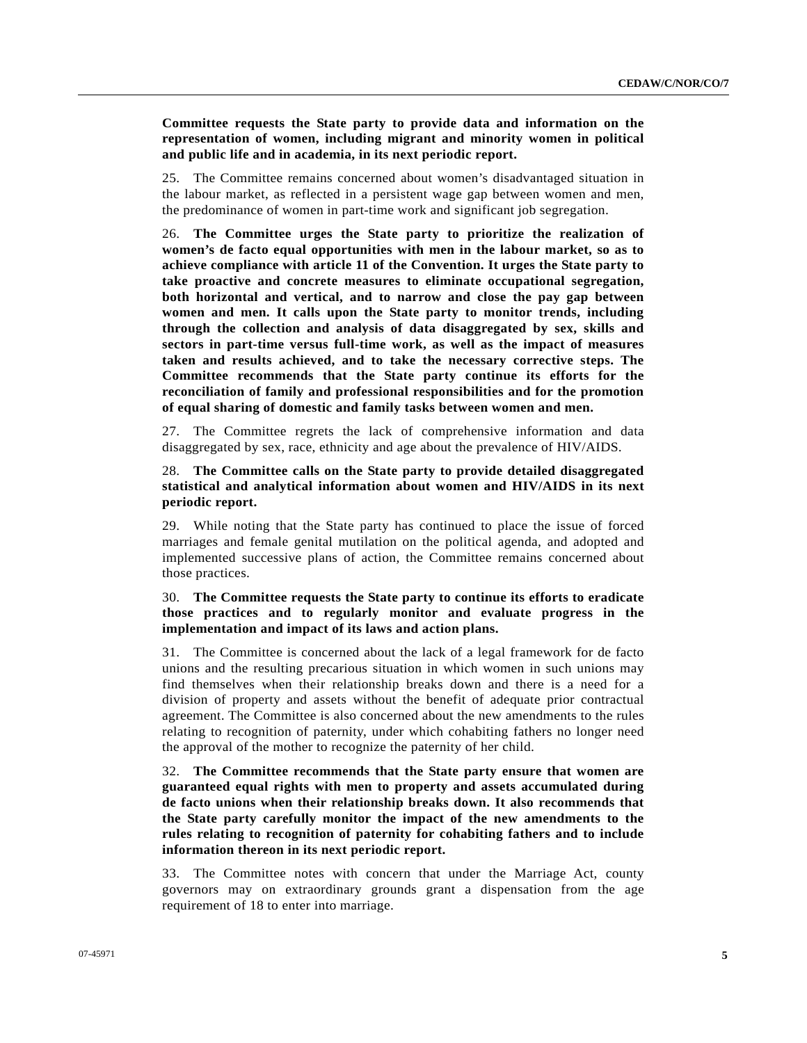**Committee requests the State party to provide data and information on the representation of women, including migrant and minority women in political and public life and in academia, in its next periodic report.**

25. The Committee remains concerned about women's disadvantaged situation in the labour market, as reflected in a persistent wage gap between women and men, the predominance of women in part-time work and significant job segregation.

26. **The Committee urges the State party to prioritize the realization of women's de facto equal opportunities with men in the labour market, so as to achieve compliance with article 11 of the Convention. It urges the State party to take proactive and concrete measures to eliminate occupational segregation, both horizontal and vertical, and to narrow and close the pay gap between women and men. It calls upon the State party to monitor trends, including through the collection and analysis of data disaggregated by sex, skills and sectors in part-time versus full-time work, as well as the impact of measures taken and results achieved, and to take the necessary corrective steps. The Committee recommends that the State party continue its efforts for the reconciliation of family and professional responsibilities and for the promotion of equal sharing of domestic and family tasks between women and men.**

27. The Committee regrets the lack of comprehensive information and data disaggregated by sex, race, ethnicity and age about the prevalence of HIV/AIDS.

28. **The Committee calls on the State party to provide detailed disaggregated statistical and analytical information about women and HIV/AIDS in its next periodic report.**

29. While noting that the State party has continued to place the issue of forced marriages and female genital mutilation on the political agenda, and adopted and implemented successive plans of action, the Committee remains concerned about those practices.

30. **The Committee requests the State party to continue its efforts to eradicate those practices and to regularly monitor and evaluate progress in the implementation and impact of its laws and action plans.**

31. The Committee is concerned about the lack of a legal framework for de facto unions and the resulting precarious situation in which women in such unions may find themselves when their relationship breaks down and there is a need for a division of property and assets without the benefit of adequate prior contractual agreement. The Committee is also concerned about the new amendments to the rules relating to recognition of paternity, under which cohabiting fathers no longer need the approval of the mother to recognize the paternity of her child.

32. **The Committee recommends that the State party ensure that women are guaranteed equal rights with men to property and assets accumulated during de facto unions when their relationship breaks down. It also recommends that the State party carefully monitor the impact of the new amendments to the rules relating to recognition of paternity for cohabiting fathers and to include information thereon in its next periodic report.**

33. The Committee notes with concern that under the Marriage Act, county governors may on extraordinary grounds grant a dispensation from the age requirement of 18 to enter into marriage.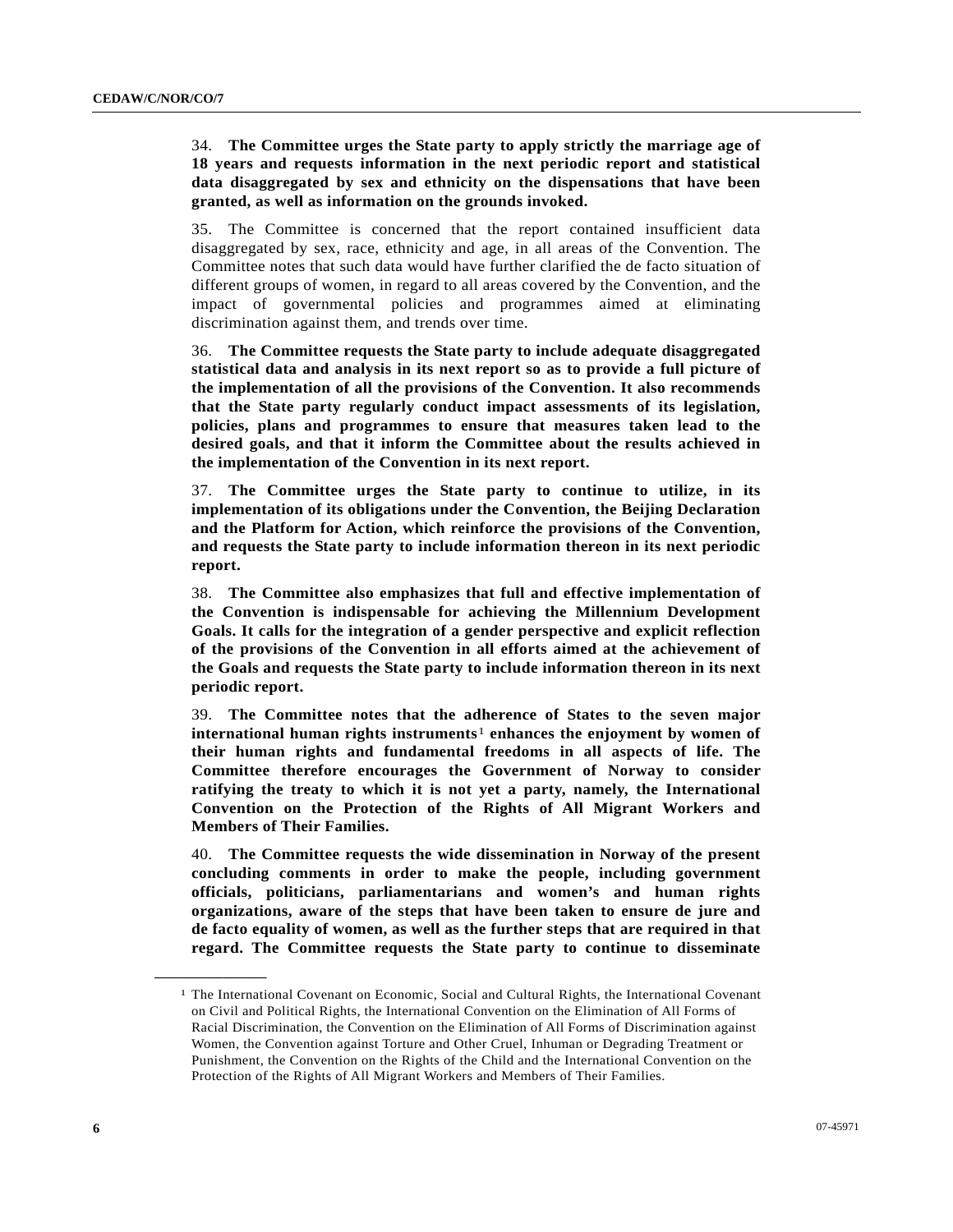34. **The Committee urges the State party to apply strictly the marriage age of 18 years and requests information in the next periodic report and statistical data disaggregated by sex and ethnicity on the dispensations that have been granted, as well as information on the grounds invoked.**

35. The Committee is concerned that the report contained insufficient data disaggregated by sex, race, ethnicity and age, in all areas of the Convention. The Committee notes that such data would have further clarified the de facto situation of different groups of women, in regard to all areas covered by the Convention, and the impact of governmental policies and programmes aimed at eliminating discrimination against them, and trends over time.

36. **The Committee requests the State party to include adequate disaggregated statistical data and analysis in its next report so as to provide a full picture of the implementation of all the provisions of the Convention. It also recommends that the State party regularly conduct impact assessments of its legislation, policies, plans and programmes to ensure that measures taken lead to the desired goals, and that it inform the Committee about the results achieved in the implementation of the Convention in its next report.**

37. **The Committee urges the State party to continue to utilize, in its implementation of its obligations under the Convention, the Beijing Declaration and the Platform for Action, which reinforce the provisions of the Convention, and requests the State party to include information thereon in its next periodic report.**

38. **The Committee also emphasizes that full and effective implementation of the Convention is indispensable for achieving the Millennium Development Goals. It calls for the integration of a gender perspective and explicit reflection of the provisions of the Convention in all efforts aimed at the achievement of the Goals and requests the State party to include information thereon in its next periodic report.**

39. **The Committee notes that the adherence of States to the seven major international human rights instruments[1] enhances the enjoyment by women of their human rights and fundamental freedoms in all aspects of life. The Committee therefore encourages the Government of Norway to consider ratifying the treaty to which it is not yet a party, namely, the International Convention on the Protection of the Rights of All Migrant Workers and Members of Their Families.**

40. **The Committee requests the wide dissemination in Norway of the present concluding comments in order to make the people, including government officials, politicians, parliamentarians and women's and human rights organizations, aware of the steps that have been taken to ensure de jure and de facto equality of women, as well as the further steps that are required in that regard. The Committee requests the State party to continue to disseminate**

---

[1] The International Covenant on Economic, Social and Cultural Rights, the International Covenant on Civil and Political Rights, the International Convention on the Elimination of All Forms of Racial Discrimination, the Convention on the Elimination of All Forms of Discrimination against Women, the Convention against Torture and Other Cruel, Inhuman or Degrading Treatment or Punishment, the Convention on the Rights of the Child and the International Convention on the Protection of the Rights of All Migrant Workers and Members of Their Families.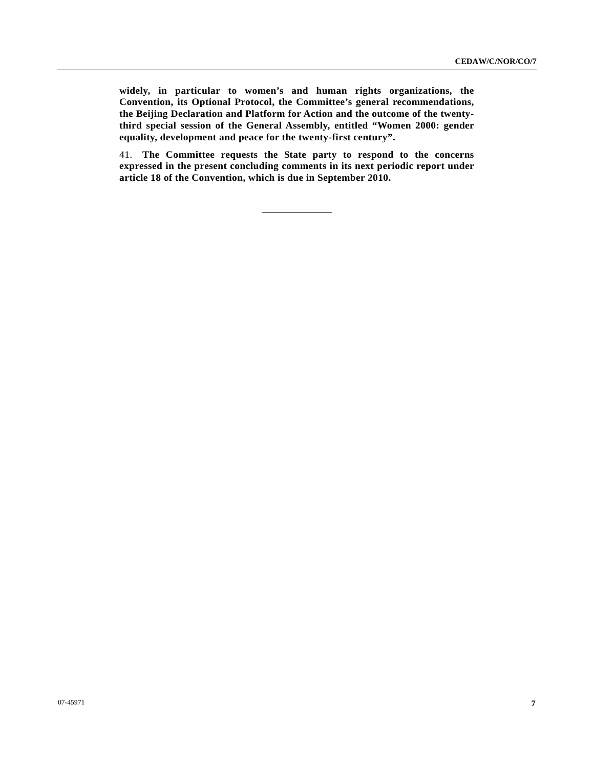**widely, in particular to women's and human rights organizations, the Convention, its Optional Protocol, the Committee's general recommendations, the Beijing Declaration and Platform for Action and the outcome of the twenty-third special session of the General Assembly, entitled "Women 2000: gender equality, development and peace for the twenty-first century".**

41. **The Committee requests the State party to respond to the concerns expressed in the present concluding comments in its next periodic report under article 18 of the Convention, which is due in September 2010.**